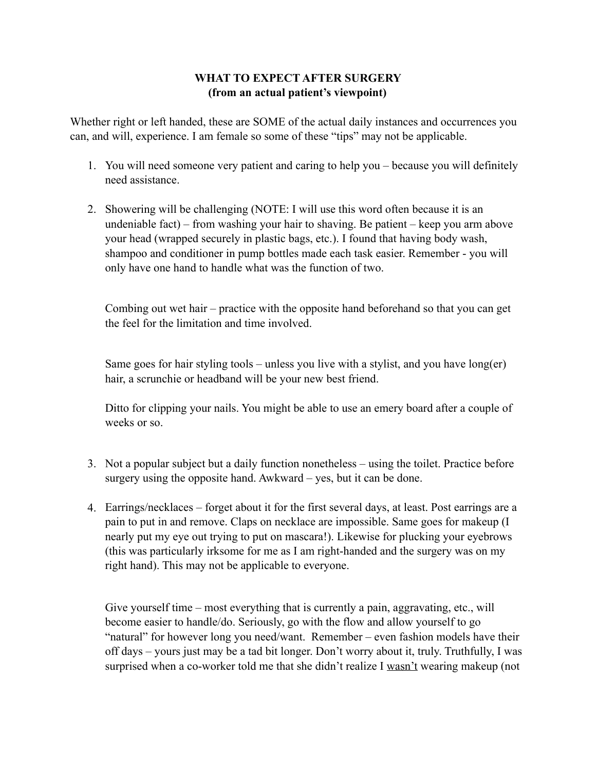**WHAT TO EXPECT AFTER SURGERY**
**(from an actual patient's viewpoint)**

Whether right or left handed, these are SOME of the actual daily instances and occurrences you can, and will, experience. I am female so some of these "tips" may not be applicable.

1. You will need someone very patient and caring to help you – because you will definitely need assistance.

2. Showering will be challenging (NOTE: I will use this word often because it is an undeniable fact) – from washing your hair to shaving. Be patient – keep you arm above your head (wrapped securely in plastic bags, etc.). I found that having body wash, shampoo and conditioner in pump bottles made each task easier. Remember - you will only have one hand to handle what was the function of two.

   Combing out wet hair – practice with the opposite hand beforehand so that you can get the feel for the limitation and time involved.

   Same goes for hair styling tools – unless you live with a stylist, and you have long(er) hair, a scrunchie or headband will be your new best friend.

   Ditto for clipping your nails. You might be able to use an emery board after a couple of weeks or so.

3. Not a popular subject but a daily function nonetheless – using the toilet. Practice before surgery using the opposite hand. Awkward – yes, but it can be done.

4. Earrings/necklaces – forget about it for the first several days, at least. Post earrings are a pain to put in and remove. Claps on necklace are impossible. Same goes for makeup (I nearly put my eye out trying to put on mascara!). Likewise for plucking your eyebrows (this was particularly irksome for me as I am right-handed and the surgery was on my right hand). This may not be applicable to everyone.

   Give yourself time – most everything that is currently a pain, aggravating, etc., will become easier to handle/do. Seriously, go with the flow and allow yourself to go "natural" for however long you need/want. Remember – even fashion models have their off days – yours just may be a tad bit longer. Don't worry about it, truly. Truthfully, I was surprised when a co-worker told me that she didn't realize I <u>wasn't</u> wearing makeup (not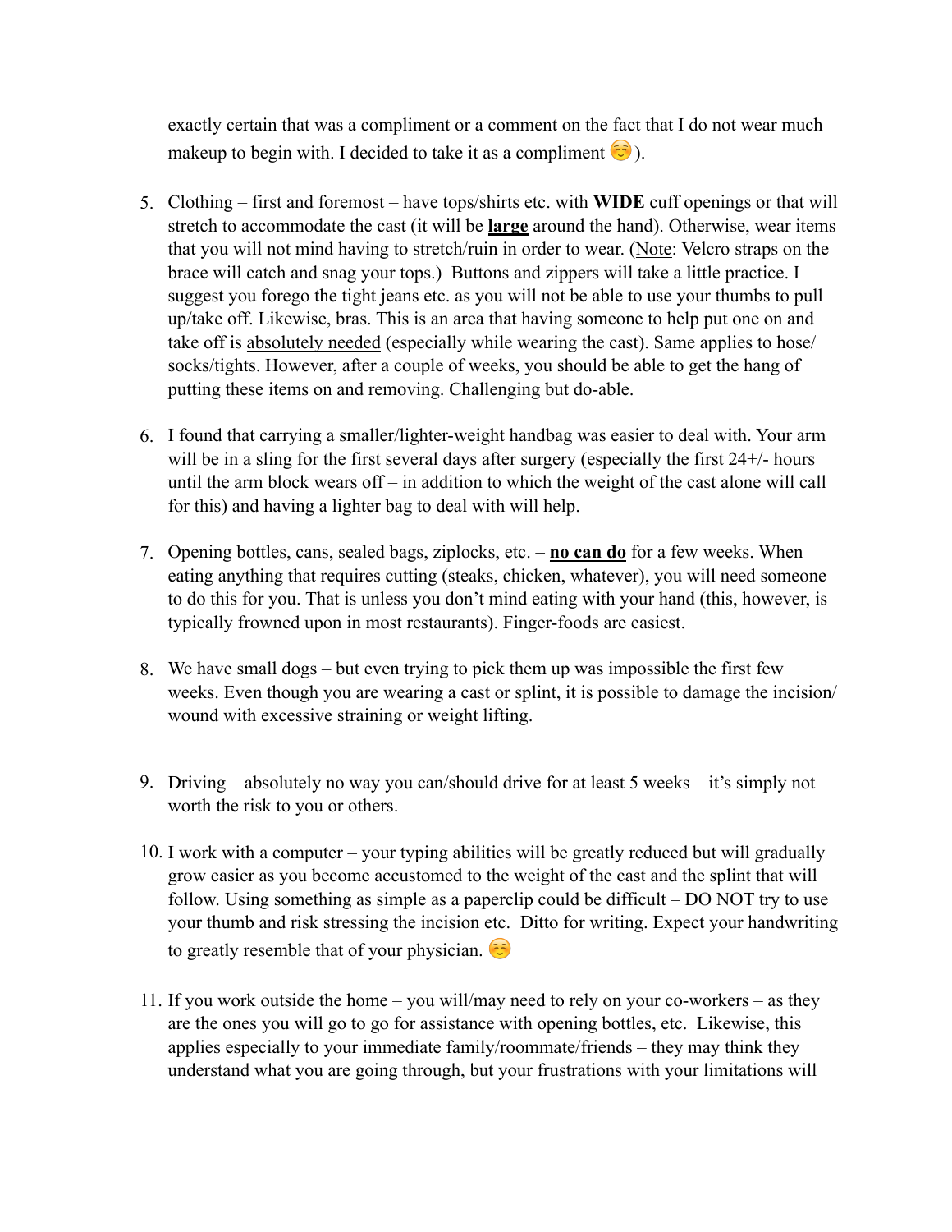exactly certain that was a compliment or a comment on the fact that I do not wear much makeup to begin with. I decided to take it as a compliment ☺️).

5. Clothing – first and foremost – have tops/shirts etc. with **WIDE** cuff openings or that will stretch to accommodate the cast (it will be **large** around the hand). Otherwise, wear items that you will not mind having to stretch/ruin in order to wear. (Note: Velcro straps on the brace will catch and snag your tops.) Buttons and zippers will take a little practice. I suggest you forego the tight jeans etc. as you will not be able to use your thumbs to pull up/take off. Likewise, bras. This is an area that having someone to help put one on and take off is absolutely needed (especially while wearing the cast). Same applies to hose/socks/tights. However, after a couple of weeks, you should be able to get the hang of putting these items on and removing. Challenging but do-able.

6. I found that carrying a smaller/lighter-weight handbag was easier to deal with. Your arm will be in a sling for the first several days after surgery (especially the first 24+/- hours until the arm block wears off – in addition to which the weight of the cast alone will call for this) and having a lighter bag to deal with will help.

7. Opening bottles, cans, sealed bags, ziplocks, etc. – **no can do** for a few weeks. When eating anything that requires cutting (steaks, chicken, whatever), you will need someone to do this for you. That is unless you don't mind eating with your hand (this, however, is typically frowned upon in most restaurants). Finger-foods are easiest.

8. We have small dogs – but even trying to pick them up was impossible the first few weeks. Even though you are wearing a cast or splint, it is possible to damage the incision/wound with excessive straining or weight lifting.

9. Driving – absolutely no way you can/should drive for at least 5 weeks – it's simply not worth the risk to you or others.

10. I work with a computer – your typing abilities will be greatly reduced but will gradually grow easier as you become accustomed to the weight of the cast and the splint that will follow. Using something as simple as a paperclip could be difficult – DO NOT try to use your thumb and risk stressing the incision etc. Ditto for writing. Expect your handwriting to greatly resemble that of your physician. ☺️

11. If you work outside the home – you will/may need to rely on your co-workers – as they are the ones you will go to go for assistance with opening bottles, etc. Likewise, this applies especially to your immediate family/roommate/friends – they may think they understand what you are going through, but your frustrations with your limitations will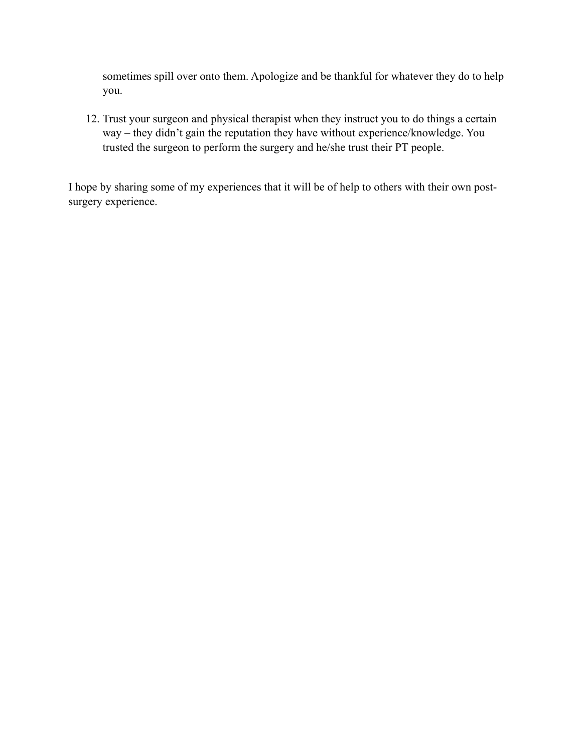sometimes spill over onto them. Apologize and be thankful for whatever they do to help you.

12. Trust your surgeon and physical therapist when they instruct you to do things a certain way – they didn't gain the reputation they have without experience/knowledge. You trusted the surgeon to perform the surgery and he/she trust their PT people.

I hope by sharing some of my experiences that it will be of help to others with their own post-surgery experience.